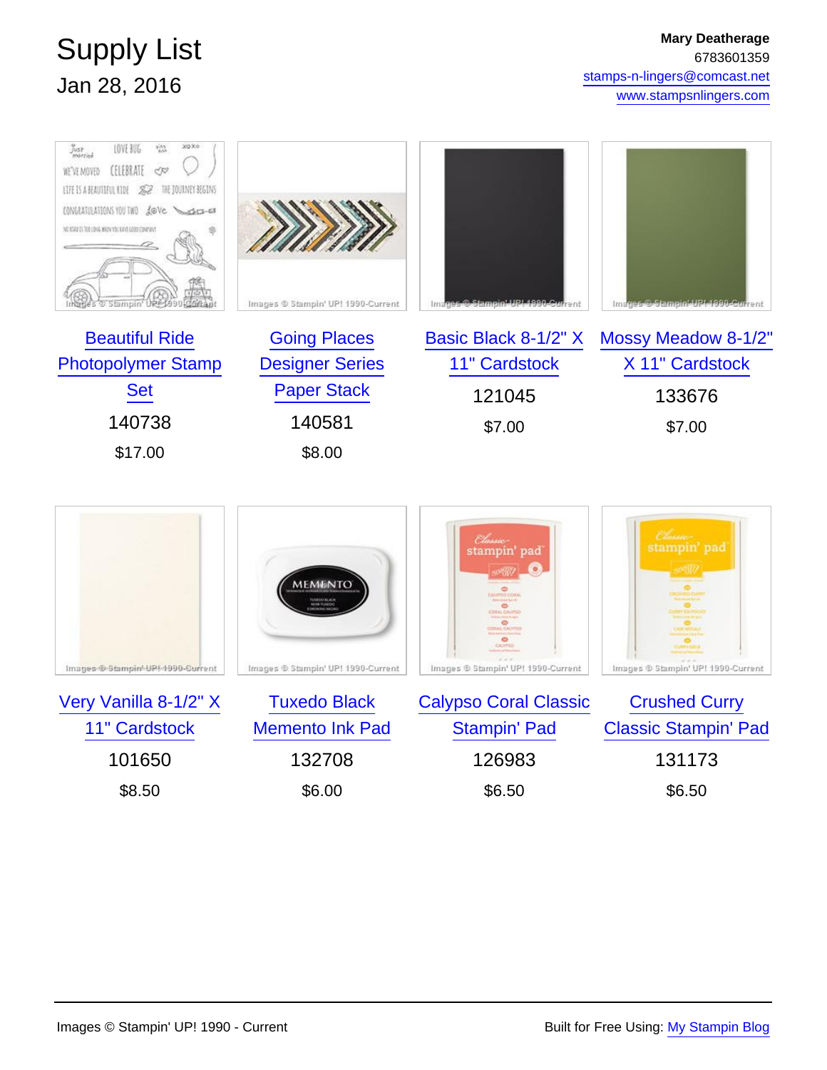# Supply List

Jan 28, 2016

**Mary Deatherage**
6783601359
stamps-n-lingers@comcast.net
www.stampsnlingers.com

| Item | Number | Price |
| --- | --- | --- |
| Beautiful Ride Photopolymer Stamp Set | 140738 | $17.00 |
| Going Places Designer Series Paper Stack | 140581 | $8.00 |
| Basic Black 8-1/2" X 11" Cardstock | 121045 | $7.00 |
| Mossy Meadow 8-1/2" X 11" Cardstock | 133676 | $7.00 |
| Very Vanilla 8-1/2" X 11" Cardstock | 101650 | $8.50 |
| Tuxedo Black Memento Ink Pad | 132708 | $6.00 |
| Calypso Coral Classic Stampin' Pad | 126983 | $6.50 |
| Crushed Curry Classic Stampin' Pad | 131173 | $6.50 |

Images © Stampin' UP! 1990 - Current

Built for Free Using: My Stampin Blog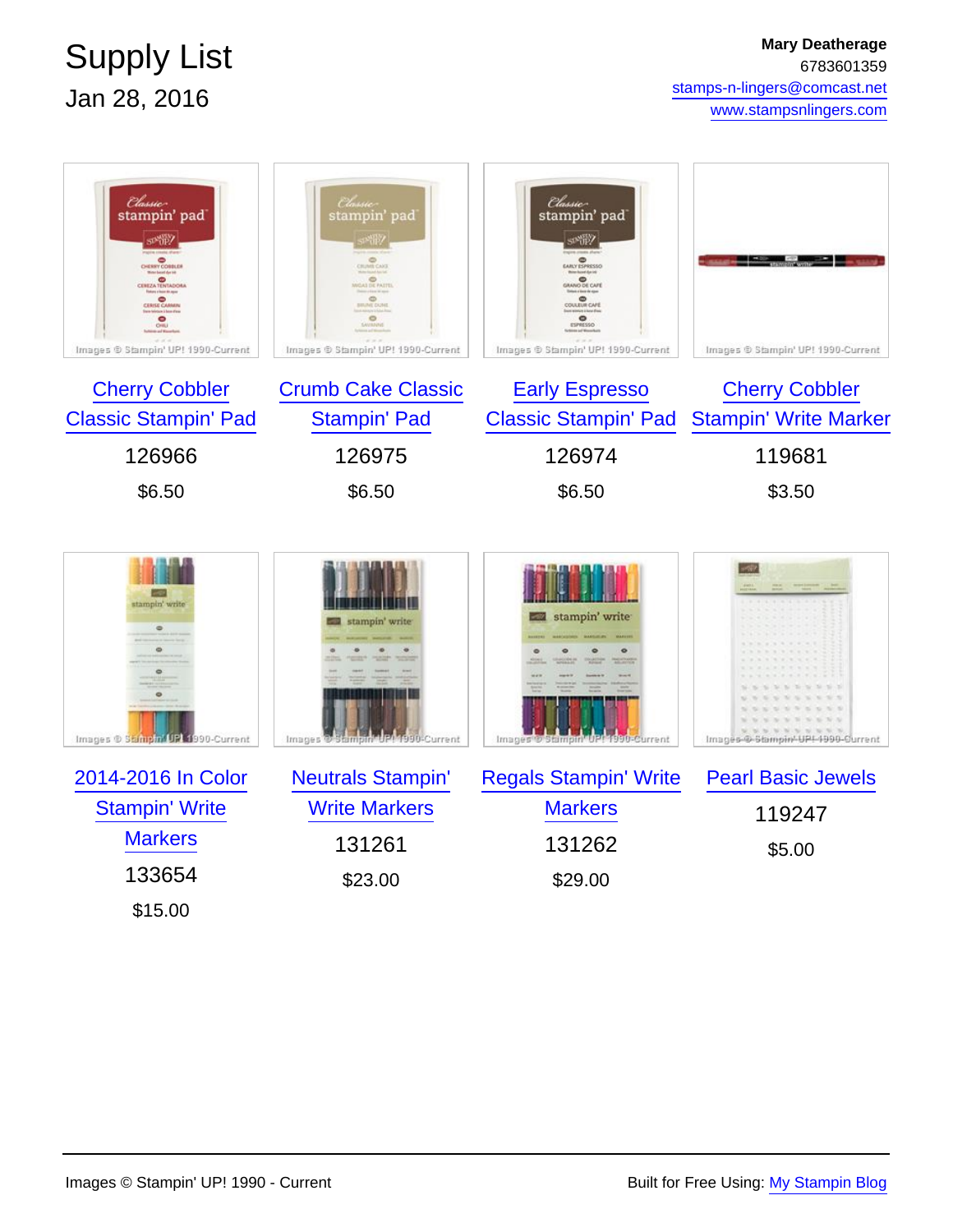# Supply List

Jan 28, 2016

**Mary Deatherage**
6783601359
stamps-n-lingers@comcast.net
www.stampsnlingers.com

| Item | Number | Price |
| --- | --- | --- |
| Cherry Cobbler Classic Stampin' Pad | 126966 | $6.50 |
| Crumb Cake Classic Stampin' Pad | 126975 | $6.50 |
| Early Espresso Classic Stampin' Pad | 126974 | $6.50 |
| Cherry Cobbler Stampin' Write Marker | 119681 | $3.50 |
| 2014-2016 In Color Stampin' Write Markers | 133654 | $15.00 |
| Neutrals Stampin' Write Markers | 131261 | $23.00 |
| Regals Stampin' Write Markers | 131262 | $29.00 |
| Pearl Basic Jewels | 119247 | $5.00 |

Images © Stampin' UP! 1990 - Current

Built for Free Using: My Stampin Blog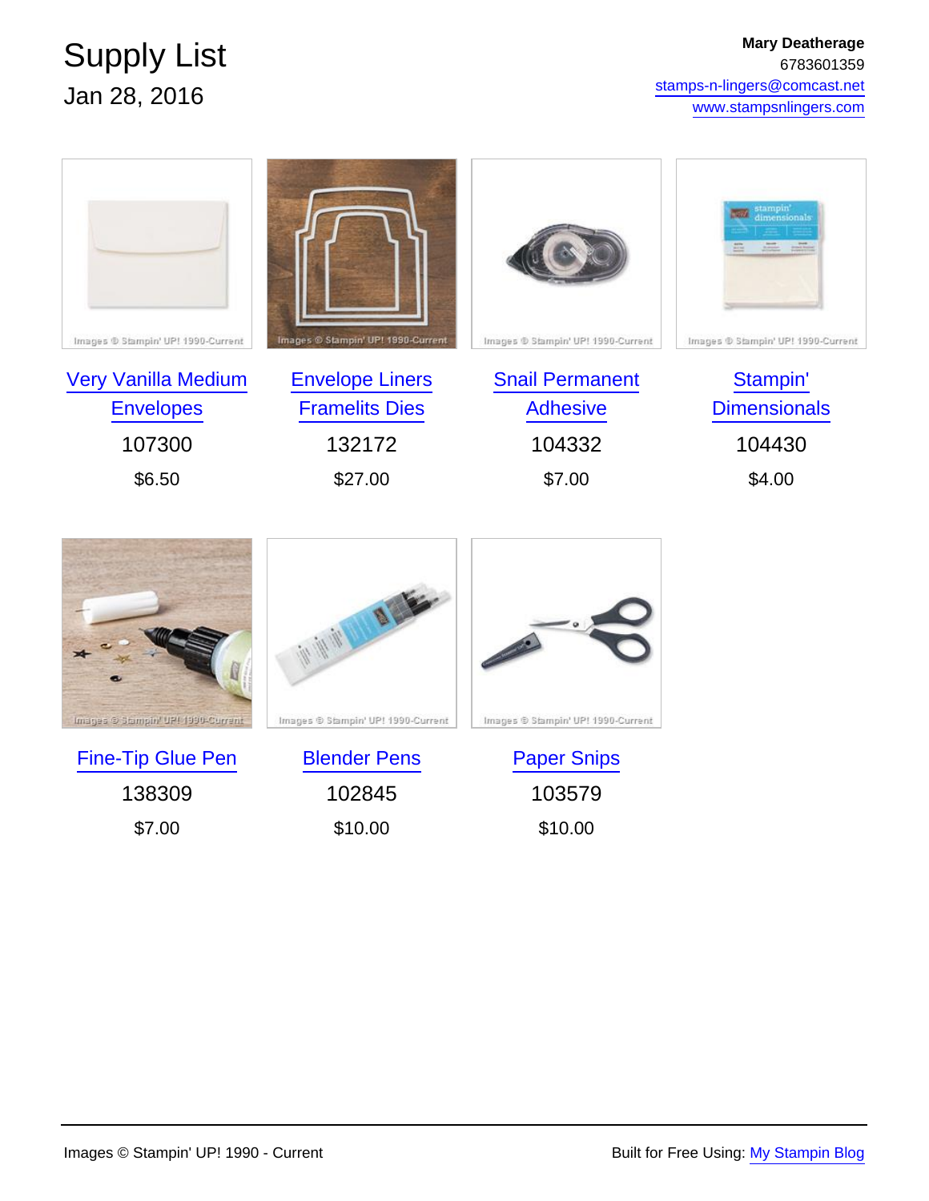# Supply List

Jan 28, 2016

**Mary Deatherage**
6783601359
stamps-n-lingers@comcast.net
www.stampsnlingers.com

| | | | |
|---|---|---|---|
| Very Vanilla Medium Envelopes | Envelope Liners Framelits Dies | Snail Permanent Adhesive | Stampin' Dimensionals |
| 107300 | 132172 | 104332 | 104430 |
| $6.50 | $27.00 | $7.00 | $4.00 |

| | | |
|---|---|---|
| Fine-Tip Glue Pen | Blender Pens | Paper Snips |
| 138309 | 102845 | 103579 |
| $7.00 | $10.00 | $10.00 |

Images © Stampin' UP! 1990 - Current

Built for Free Using: My Stampin Blog